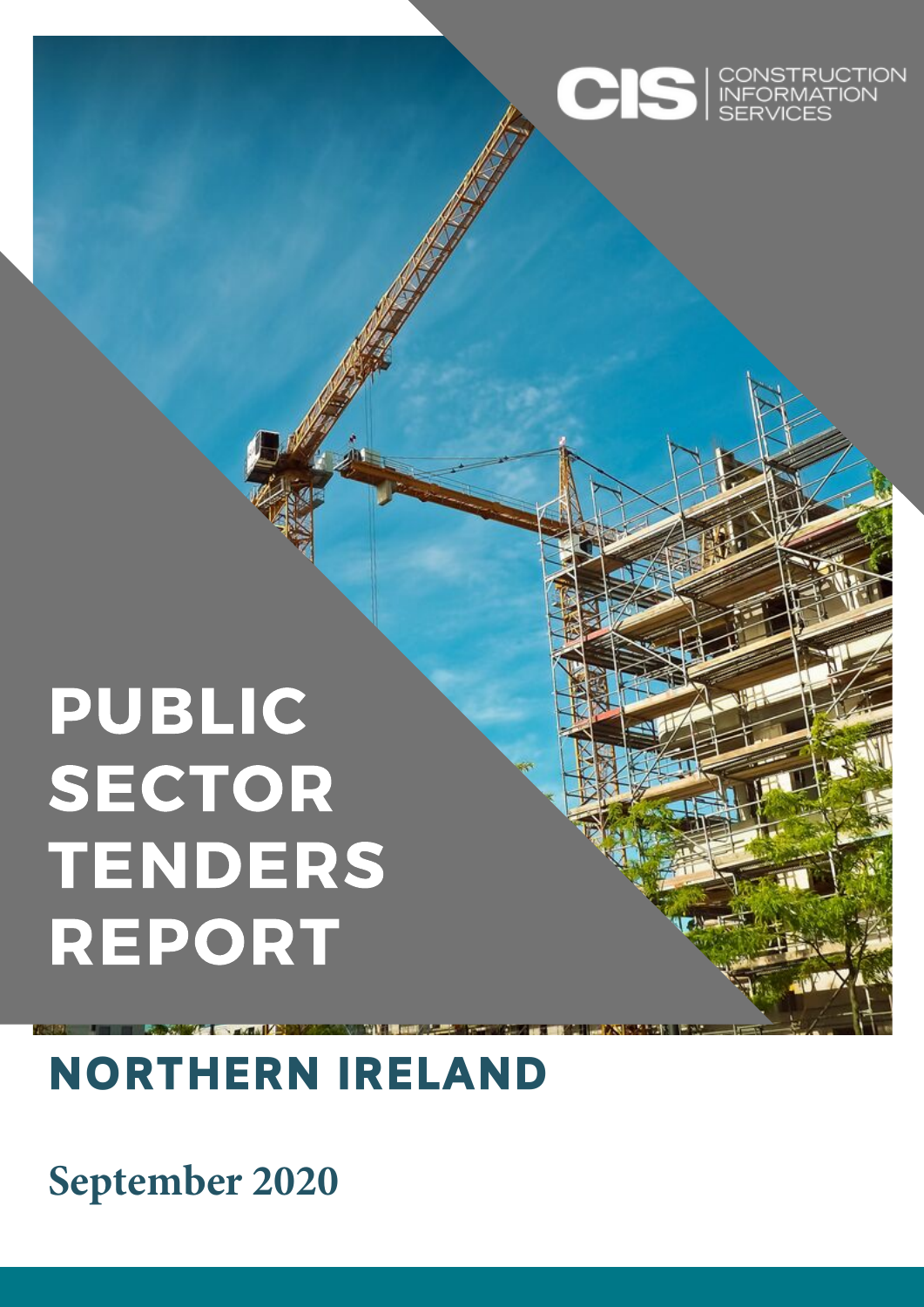CIS | CONSTRUCTION INFORMATION SERVICES

# PUBLIC SECTOR TENDERS REPORT

## NORTHERN IRELAND

**September 2020**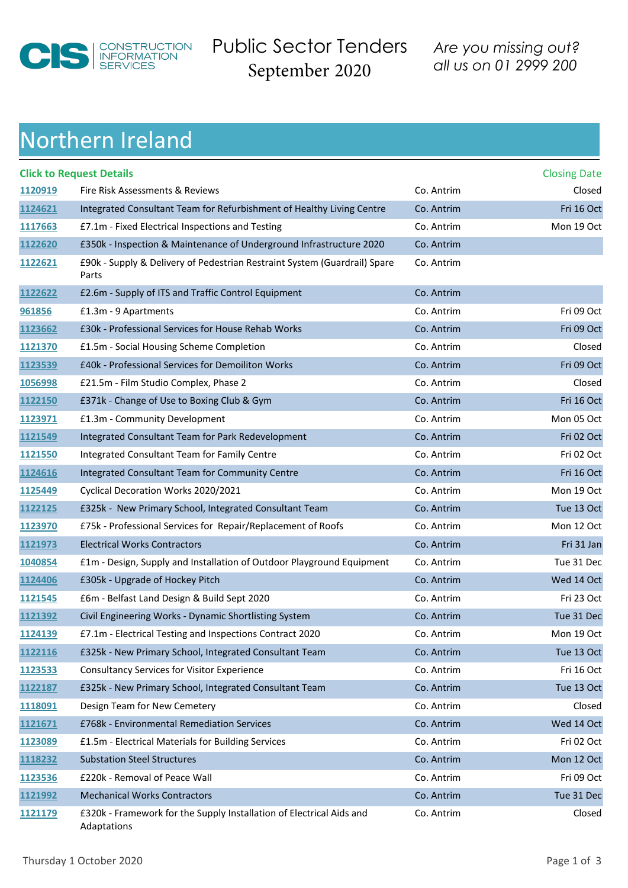# Public Sector Tenders
# September 2020

*Are you missing out?*
*all us on 01 2999 200*

## Northern Ireland

| Click to Request Details | | | Closing Date |
|---|---|---|---|
| 1120919 | Fire Risk Assessments & Reviews | Co. Antrim | Closed |
| 1124621 | Integrated Consultant Team for Refurbishment of Healthy Living Centre | Co. Antrim | Fri 16 Oct |
| 1117663 | £7.1m - Fixed Electrical Inspections and Testing | Co. Antrim | Mon 19 Oct |
| 1122620 | £350k - Inspection & Maintenance of Underground Infrastructure 2020 | Co. Antrim | |
| 1122621 | £90k - Supply & Delivery of Pedestrian Restraint System (Guardrail) Spare Parts | Co. Antrim | |
| 1122622 | £2.6m - Supply of ITS and Traffic Control Equipment | Co. Antrim | |
| 961856 | £1.3m - 9 Apartments | Co. Antrim | Fri 09 Oct |
| 1123662 | £30k - Professional Services for House Rehab Works | Co. Antrim | Fri 09 Oct |
| 1121370 | £1.5m - Social Housing Scheme Completion | Co. Antrim | Closed |
| 1123539 | £40k - Professional Services for Demoiliton Works | Co. Antrim | Fri 09 Oct |
| 1056998 | £21.5m - Film Studio Complex, Phase 2 | Co. Antrim | Closed |
| 1122150 | £371k - Change of Use to Boxing Club & Gym | Co. Antrim | Fri 16 Oct |
| 1123971 | £1.3m - Community Development | Co. Antrim | Mon 05 Oct |
| 1121549 | Integrated Consultant Team for Park Redevelopment | Co. Antrim | Fri 02 Oct |
| 1121550 | Integrated Consultant Team for Family Centre | Co. Antrim | Fri 02 Oct |
| 1124616 | Integrated Consultant Team for Community Centre | Co. Antrim | Fri 16 Oct |
| 1125449 | Cyclical Decoration Works 2020/2021 | Co. Antrim | Mon 19 Oct |
| 1122125 | £325k - New Primary School, Integrated Consultant Team | Co. Antrim | Tue 13 Oct |
| 1123970 | £75k - Professional Services for Repair/Replacement of Roofs | Co. Antrim | Mon 12 Oct |
| 1121973 | Electrical Works Contractors | Co. Antrim | Fri 31 Jan |
| 1040854 | £1m - Design, Supply and Installation of Outdoor Playground Equipment | Co. Antrim | Tue 31 Dec |
| 1124406 | £305k - Upgrade of Hockey Pitch | Co. Antrim | Wed 14 Oct |
| 1121545 | £6m - Belfast Land Design & Build Sept 2020 | Co. Antrim | Fri 23 Oct |
| 1121392 | Civil Engineering Works - Dynamic Shortlisting System | Co. Antrim | Tue 31 Dec |
| 1124139 | £7.1m - Electrical Testing and Inspections Contract 2020 | Co. Antrim | Mon 19 Oct |
| 1122116 | £325k - New Primary School, Integrated Consultant Team | Co. Antrim | Tue 13 Oct |
| 1123533 | Consultancy Services for Visitor Experience | Co. Antrim | Fri 16 Oct |
| 1122187 | £325k - New Primary School, Integrated Consultant Team | Co. Antrim | Tue 13 Oct |
| 1118091 | Design Team for New Cemetery | Co. Antrim | Closed |
| 1121671 | £768k - Environmental Remediation Services | Co. Antrim | Wed 14 Oct |
| 1123089 | £1.5m - Electrical Materials for Building Services | Co. Antrim | Fri 02 Oct |
| 1118232 | Substation Steel Structures | Co. Antrim | Mon 12 Oct |
| 1123536 | £220k - Removal of Peace Wall | Co. Antrim | Fri 09 Oct |
| 1121992 | Mechanical Works Contractors | Co. Antrim | Tue 31 Dec |
| 1121179 | £320k - Framework for the Supply Installation of Electrical Aids and Adaptations | Co. Antrim | Closed |

Thursday 1 October 2020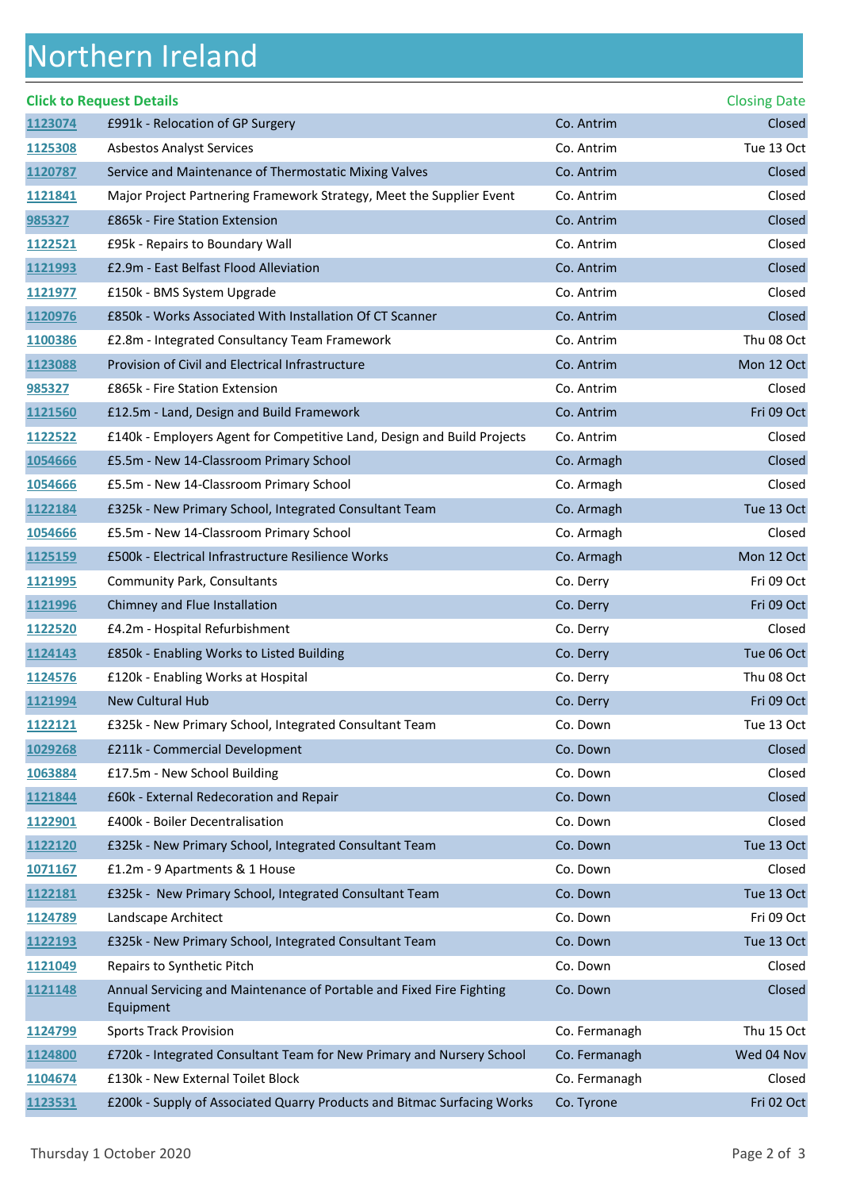# Northern Ireland

| Click to Request Details | | | Closing Date |
|---|---|---|---|
| 1123074 | £991k - Relocation of GP Surgery | Co. Antrim | Closed |
| 1125308 | Asbestos Analyst Services | Co. Antrim | Tue 13 Oct |
| 1120787 | Service and Maintenance of Thermostatic Mixing Valves | Co. Antrim | Closed |
| 1121841 | Major Project Partnering Framework Strategy, Meet the Supplier Event | Co. Antrim | Closed |
| 985327 | £865k - Fire Station Extension | Co. Antrim | Closed |
| 1122521 | £95k - Repairs to Boundary Wall | Co. Antrim | Closed |
| 1121993 | £2.9m - East Belfast Flood Alleviation | Co. Antrim | Closed |
| 1121977 | £150k - BMS System Upgrade | Co. Antrim | Closed |
| 1120976 | £850k - Works Associated With Installation Of CT Scanner | Co. Antrim | Closed |
| 1100386 | £2.8m - Integrated Consultancy Team Framework | Co. Antrim | Thu 08 Oct |
| 1123088 | Provision of Civil and Electrical Infrastructure | Co. Antrim | Mon 12 Oct |
| 985327 | £865k - Fire Station Extension | Co. Antrim | Closed |
| 1121560 | £12.5m - Land, Design and Build Framework | Co. Antrim | Fri 09 Oct |
| 1122522 | £140k - Employers Agent for Competitive Land, Design and Build Projects | Co. Antrim | Closed |
| 1054666 | £5.5m - New 14-Classroom Primary School | Co. Armagh | Closed |
| 1054666 | £5.5m - New 14-Classroom Primary School | Co. Armagh | Closed |
| 1122184 | £325k - New Primary School, Integrated Consultant Team | Co. Armagh | Tue 13 Oct |
| 1054666 | £5.5m - New 14-Classroom Primary School | Co. Armagh | Closed |
| 1125159 | £500k - Electrical Infrastructure Resilience Works | Co. Armagh | Mon 12 Oct |
| 1121995 | Community Park, Consultants | Co. Derry | Fri 09 Oct |
| 1121996 | Chimney and Flue Installation | Co. Derry | Fri 09 Oct |
| 1122520 | £4.2m - Hospital Refurbishment | Co. Derry | Closed |
| 1124143 | £850k - Enabling Works to Listed Building | Co. Derry | Tue 06 Oct |
| 1124576 | £120k - Enabling Works at Hospital | Co. Derry | Thu 08 Oct |
| 1121994 | New Cultural Hub | Co. Derry | Fri 09 Oct |
| 1122121 | £325k - New Primary School, Integrated Consultant Team | Co. Down | Tue 13 Oct |
| 1029268 | £211k - Commercial Development | Co. Down | Closed |
| 1063884 | £17.5m - New School Building | Co. Down | Closed |
| 1121844 | £60k - External Redecoration and Repair | Co. Down | Closed |
| 1122901 | £400k - Boiler Decentralisation | Co. Down | Closed |
| 1122120 | £325k - New Primary School, Integrated Consultant Team | Co. Down | Tue 13 Oct |
| 1071167 | £1.2m - 9 Apartments & 1 House | Co. Down | Closed |
| 1122181 | £325k - New Primary School, Integrated Consultant Team | Co. Down | Tue 13 Oct |
| 1124789 | Landscape Architect | Co. Down | Fri 09 Oct |
| 1122193 | £325k - New Primary School, Integrated Consultant Team | Co. Down | Tue 13 Oct |
| 1121049 | Repairs to Synthetic Pitch | Co. Down | Closed |
| 1121148 | Annual Servicing and Maintenance of Portable and Fixed Fire Fighting Equipment | Co. Down | Closed |
| 1124799 | Sports Track Provision | Co. Fermanagh | Thu 15 Oct |
| 1124800 | £720k - Integrated Consultant Team for New Primary and Nursery School | Co. Fermanagh | Wed 04 Nov |
| 1104674 | £130k - New External Toilet Block | Co. Fermanagh | Closed |
| 1123531 | £200k - Supply of Associated Quarry Products and Bitmac Surfacing Works | Co. Tyrone | Fri 02 Oct |

Thursday 1 October 2020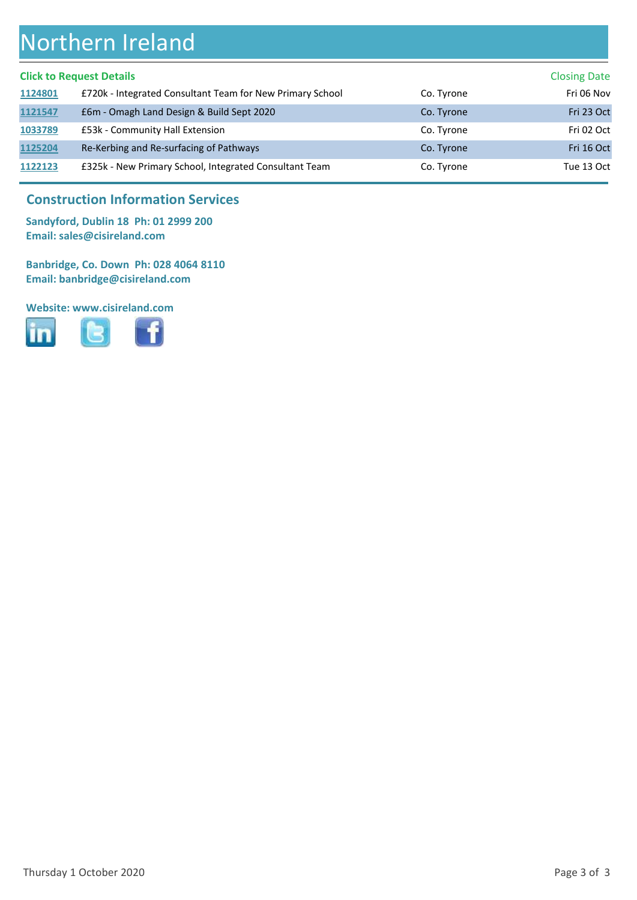# Northern Ireland

| Click to Request Details | | | Closing Date |
|---|---|---|---|
| 1124801 | £720k - Integrated Consultant Team for New Primary School | Co. Tyrone | Fri 06 Nov |
| 1121547 | £6m - Omagh Land Design & Build Sept 2020 | Co. Tyrone | Fri 23 Oct |
| 1033789 | £53k - Community Hall Extension | Co. Tyrone | Fri 02 Oct |
| 1125204 | Re-Kerbing and Re-surfacing of Pathways | Co. Tyrone | Fri 16 Oct |
| 1122123 | £325k - New Primary School, Integrated Consultant Team | Co. Tyrone | Tue 13 Oct |

## Construction Information Services

**Sandyford, Dublin 18 Ph: 01 2999 200**
**Email: sales@cisireland.com**

**Banbridge, Co. Down Ph: 028 4064 8110**
**Email: banbridge@cisireland.com**

**Website: www.cisireland.com**

Thursday 1 October 2020